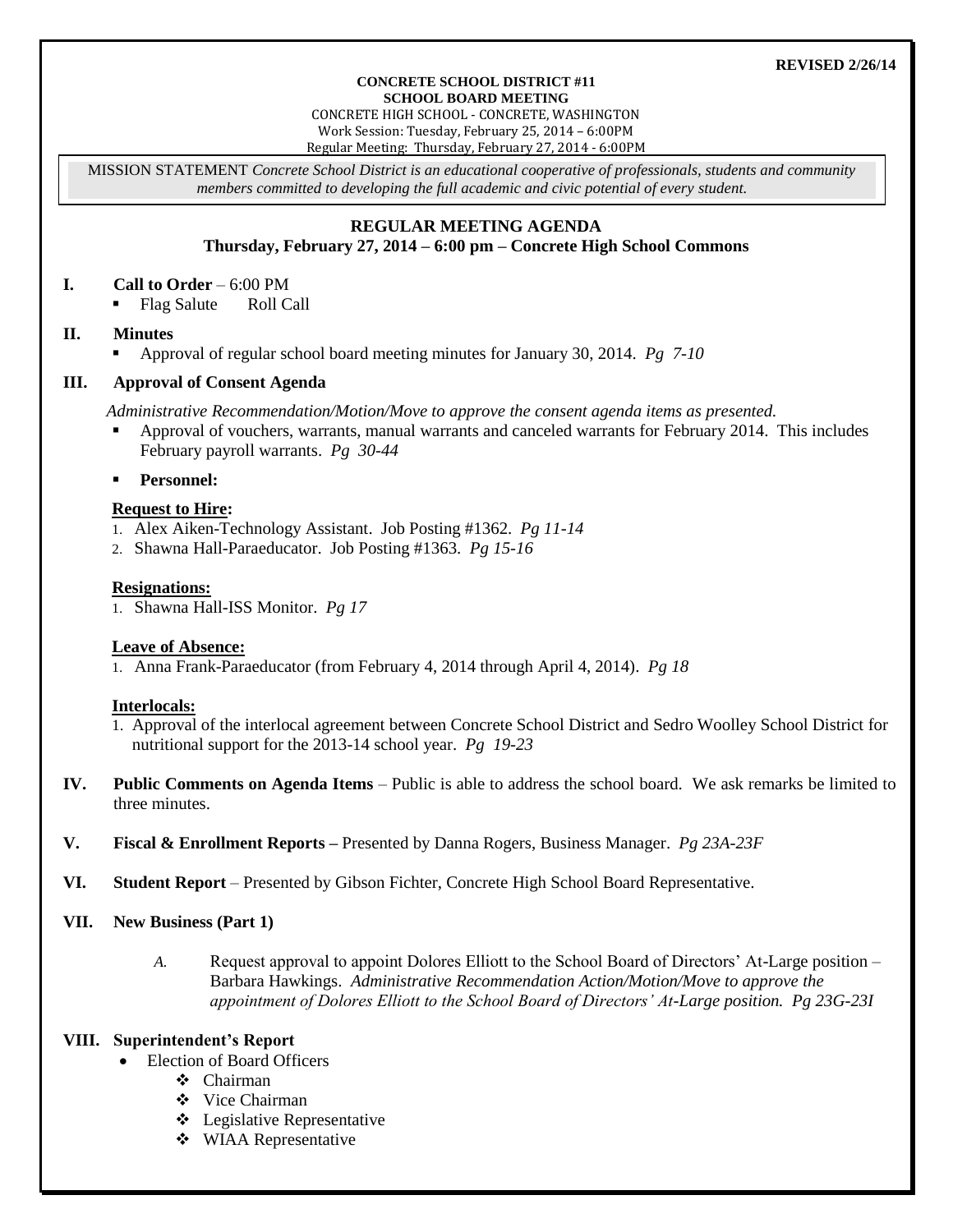**REVISED 2/26/14**

**CONCRETE SCHOOL DISTRICT #11**
**SCHOOL BOARD MEETING**
CONCRETE HIGH SCHOOL - CONCRETE, WASHINGTON
Work Session: Tuesday, February 25, 2014 – 6:00PM
Regular Meeting: Thursday, February 27, 2014 - 6:00PM

MISSION STATEMENT *Concrete School District is an educational cooperative of professionals, students and community members committed to developing the full academic and civic potential of every student.*

## REGULAR MEETING AGENDA
### Thursday, February 27, 2014 – 6:00 pm – Concrete High School Commons

**I. Call to Order** – 6:00 PM
- Flag Salute   Roll Call

**II. Minutes**
- Approval of regular school board meeting minutes for January 30, 2014. *Pg 7-10*

**III. Approval of Consent Agenda**

*Administrative Recommendation/Motion/Move to approve the consent agenda items as presented.*
- Approval of vouchers, warrants, manual warrants and canceled warrants for February 2014. This includes February payroll warrants. *Pg 30-44*
- **Personnel:**

**Request to Hire:**
1. Alex Aiken-Technology Assistant. Job Posting #1362. *Pg 11-14*
2. Shawna Hall-Paraeducator. Job Posting #1363. *Pg 15-16*

**Resignations:**
1. Shawna Hall-ISS Monitor. *Pg 17*

**Leave of Absence:**
1. Anna Frank-Paraeducator (from February 4, 2014 through April 4, 2014). *Pg 18*

**Interlocals:**
1. Approval of the interlocal agreement between Concrete School District and Sedro Woolley School District for nutritional support for the 2013-14 school year. *Pg 19-23*

**IV. Public Comments on Agenda Items** – Public is able to address the school board. We ask remarks be limited to three minutes.

**V. Fiscal & Enrollment Reports –** Presented by Danna Rogers, Business Manager. *Pg 23A-23F*

**VI. Student Report** – Presented by Gibson Fichter, Concrete High School Board Representative.

**VII. New Business (Part 1)**

*A.* Request approval to appoint Dolores Elliott to the School Board of Directors' At-Large position – Barbara Hawkings. *Administrative Recommendation Action/Motion/Move to approve the appointment of Dolores Elliott to the School Board of Directors' At-Large position. Pg 23G-23I*

**VIII. Superintendent's Report**
- Election of Board Officers
  - Chairman
  - Vice Chairman
  - Legislative Representative
  - WIAA Representative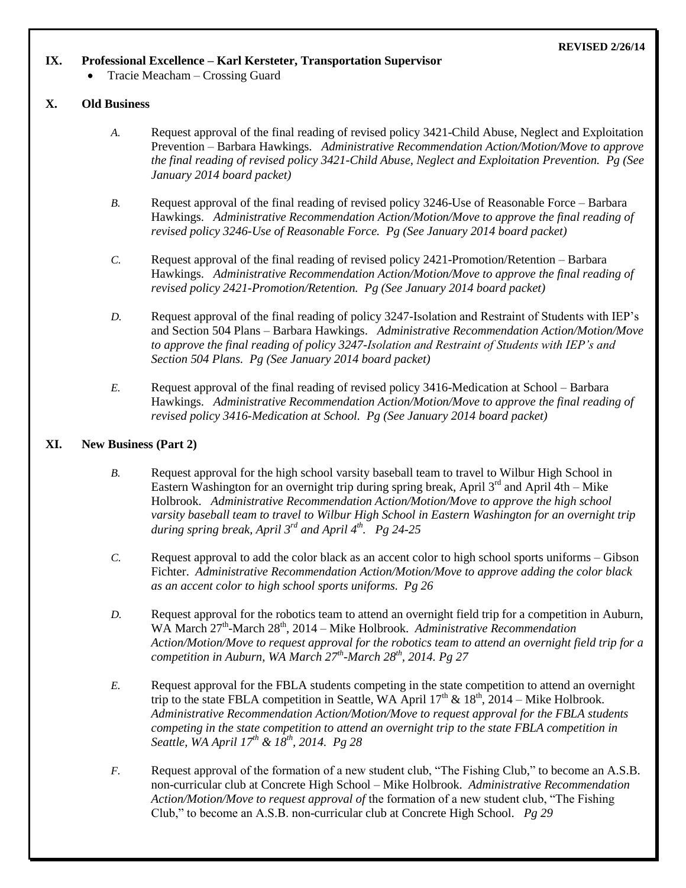**REVISED 2/26/14**

## IX. Professional Excellence – Karl Kersteter, Transportation Supervisor

- Tracie Meacham – Crossing Guard

## X. Old Business

*A.* Request approval of the final reading of revised policy 3421-Child Abuse, Neglect and Exploitation Prevention – Barbara Hawkings. *Administrative Recommendation Action/Motion/Move to approve the final reading of revised policy 3421-Child Abuse, Neglect and Exploitation Prevention. Pg (See January 2014 board packet)*

*B.* Request approval of the final reading of revised policy 3246-Use of Reasonable Force – Barbara Hawkings. *Administrative Recommendation Action/Motion/Move to approve the final reading of revised policy 3246-Use of Reasonable Force. Pg (See January 2014 board packet)*

*C.* Request approval of the final reading of revised policy 2421-Promotion/Retention – Barbara Hawkings. *Administrative Recommendation Action/Motion/Move to approve the final reading of revised policy 2421-Promotion/Retention. Pg (See January 2014 board packet)*

*D.* Request approval of the final reading of policy 3247-Isolation and Restraint of Students with IEP's and Section 504 Plans – Barbara Hawkings. *Administrative Recommendation Action/Motion/Move to approve the final reading of policy 3247-Isolation and Restraint of Students with IEP's and Section 504 Plans. Pg (See January 2014 board packet)*

*E.* Request approval of the final reading of revised policy 3416-Medication at School – Barbara Hawkings. *Administrative Recommendation Action/Motion/Move to approve the final reading of revised policy 3416-Medication at School. Pg (See January 2014 board packet)*

## XI. New Business (Part 2)

*B.* Request approval for the high school varsity baseball team to travel to Wilbur High School in Eastern Washington for an overnight trip during spring break, April 3rd and April 4th – Mike Holbrook. *Administrative Recommendation Action/Motion/Move to approve the high school varsity baseball team to travel to Wilbur High School in Eastern Washington for an overnight trip during spring break, April 3rd and April 4th. Pg 24-25*

*C.* Request approval to add the color black as an accent color to high school sports uniforms – Gibson Fichter. *Administrative Recommendation Action/Motion/Move to approve adding the color black as an accent color to high school sports uniforms. Pg 26*

*D.* Request approval for the robotics team to attend an overnight field trip for a competition in Auburn, WA March 27th-March 28th, 2014 – Mike Holbrook. *Administrative Recommendation Action/Motion/Move to request approval for the robotics team to attend an overnight field trip for a competition in Auburn, WA March 27th-March 28th, 2014. Pg 27*

*E.* Request approval for the FBLA students competing in the state competition to attend an overnight trip to the state FBLA competition in Seattle, WA April 17th & 18th, 2014 – Mike Holbrook. *Administrative Recommendation Action/Motion/Move to request approval for the FBLA students competing in the state competition to attend an overnight trip to the state FBLA competition in Seattle, WA April 17th & 18th, 2014. Pg 28*

*F.* Request approval of the formation of a new student club, "The Fishing Club," to become an A.S.B. non-curricular club at Concrete High School – Mike Holbrook. *Administrative Recommendation Action/Motion/Move to request approval of* the formation of a new student club, "The Fishing Club," to become an A.S.B. non-curricular club at Concrete High School. *Pg 29*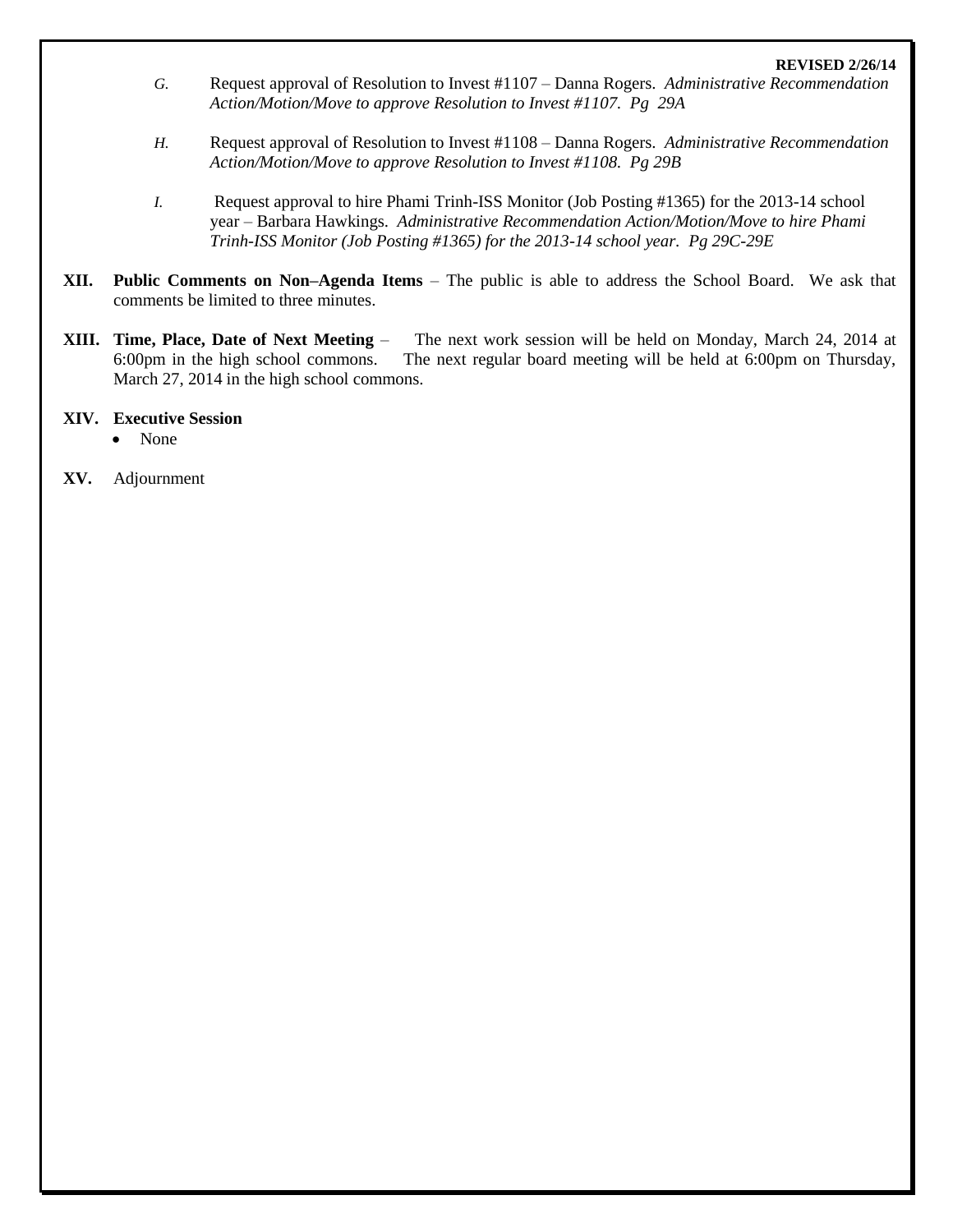**REVISED 2/26/14**

*G.* Request approval of Resolution to Invest #1107 – Danna Rogers. *Administrative Recommendation Action/Motion/Move to approve Resolution to Invest #1107. Pg 29A*

*H.* Request approval of Resolution to Invest #1108 – Danna Rogers. *Administrative Recommendation Action/Motion/Move to approve Resolution to Invest #1108. Pg 29B*

*I.* Request approval to hire Phami Trinh-ISS Monitor (Job Posting #1365) for the 2013-14 school year – Barbara Hawkings. *Administrative Recommendation Action/Motion/Move to hire Phami Trinh-ISS Monitor (Job Posting #1365) for the 2013-14 school year. Pg 29C-29E*

**XII. Public Comments on Non–Agenda Items** – The public is able to address the School Board. We ask that comments be limited to three minutes.

**XIII. Time, Place, Date of Next Meeting** – The next work session will be held on Monday, March 24, 2014 at 6:00pm in the high school commons. The next regular board meeting will be held at 6:00pm on Thursday, March 27, 2014 in the high school commons.

**XIV. Executive Session**

- None

**XV.** Adjournment